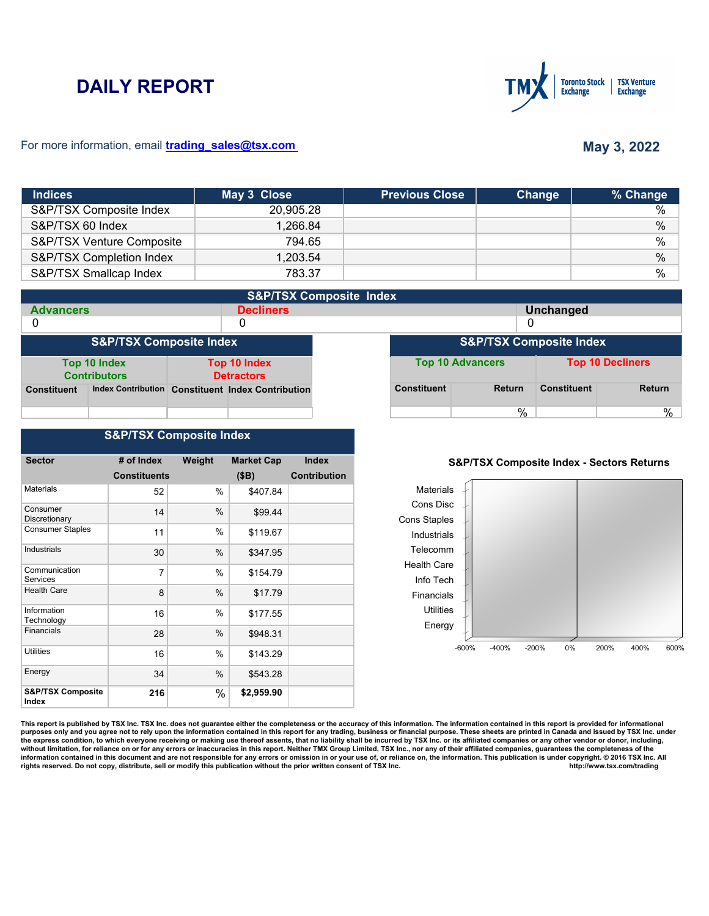# DAILY REPORT

For more information, email **trading_sales@tsx.com**

**May 3, 2022**

| Indices | May 3 Close | Previous Close | Change | % Change |
|---|---|---|---|---|
| S&P/TSX Composite Index | 20,905.28 | | | % |
| S&P/TSX 60 Index | 1,266.84 | | | % |
| S&P/TSX Venture Composite | 794.65 | | | % |
| S&P/TSX Completion Index | 1,203.54 | | | % |
| S&P/TSX Smallcap Index | 783.37 | | | % |

**S&P/TSX Composite Index**

| Advancers | Decliners | Unchanged |
|---|---|---|
| 0 | 0 | 0 |

**S&P/TSX Composite Index**

| Top 10 Index Contributors | | Top 10 Index Detractors | |
|---|---|---|---|
| Constituent | Index Contribution | Constituent | Index Contribution |
| | | | |

**S&P/TSX Composite Index**

| Top 10 Advancers | | Top 10 Decliners | |
|---|---|---|---|
| Constituent | Return | Constituent | Return |
| | % | | % |

**S&P/TSX Composite Index**

| Sector | # of Index Constituents | Weight | Market Cap ($B) | Index Contribution |
|---|---|---|---|---|
| Materials | 52 | % | $407.84 | |
| Consumer Discretionary | 14 | % | $99.44 | |
| Consumer Staples | 11 | % | $119.67 | |
| Industrials | 30 | % | $347.95 | |
| Communication Services | 7 | % | $154.79 | |
| Health Care | 8 | % | $17.79 | |
| Information Technology | 16 | % | $177.55 | |
| Financials | 28 | % | $948.31 | |
| Utilities | 16 | % | $143.29 | |
| Energy | 34 | % | $543.28 | |
| **S&P/TSX Composite Index** | **216** | % | **$2,959.90** | |

**S&P/TSX Composite Index - Sectors Returns**

Materials, Cons Disc, Cons Staples, Industrials, Telecomm, Health Care, Info Tech, Financials, Utilities, Energy

-600% -400% -200% 0% 200% 400% 600%

**This report is published by TSX Inc. TSX Inc. does not guarantee either the completeness or the accuracy of this information. The information contained in this report is provided for informational purposes only and you agree not to rely upon the information contained in this report for any trading, business or financial purpose. These sheets are printed in Canada and issued by TSX Inc. under the express condition, to which everyone receiving or making use thereof assents, that no liability shall be incurred by TSX Inc. or its affiliated companies or any other vendor or donor, including, without limitation, for reliance on or for any errors or inaccuracies in this report. Neither TMX Group Limited, TSX Inc., nor any of their affiliated companies, guarantees the completeness of the information contained in this document and are not responsible for any errors or omission in or your use of, or reliance on, the information. This publication is under copyright. © 2016 TSX Inc. All rights reserved. Do not copy, distribute, sell or modify this publication without the prior written consent of TSX Inc.** **http://www.tsx.com/trading**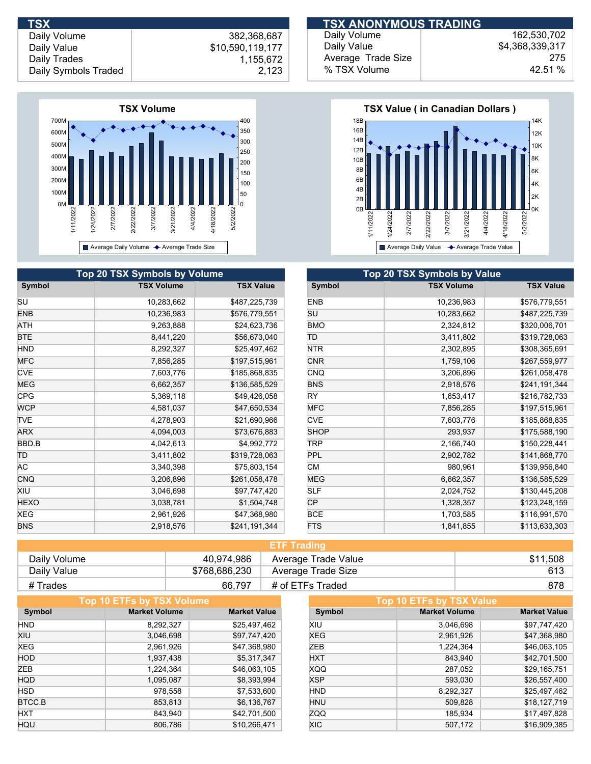## TSX

| | |
|---|---|
| Daily Volume | 382,368,687 |
| Daily Value | $10,590,119,177 |
| Daily Trades | 1,155,672 |
| Daily Symbols Traded | 2,123 |

## TSX ANONYMOUS TRADING

| | |
|---|---|
| Daily Volume | 162,530,702 |
| Daily Value | $4,368,339,317 |
| Average Trade Size | 275 |
| % TSX Volume | 42.51 % |

**TSX Volume**

**TSX Value ( in Canadian Dollars )**

## Top 20 TSX Symbols by Volume

| Symbol | TSX Volume | TSX Value |
|---|---|---|
| SU | 10,283,662 | $487,225,739 |
| ENB | 10,236,983 | $576,779,551 |
| ATH | 9,263,888 | $24,623,736 |
| BTE | 8,441,220 | $56,673,040 |
| HND | 8,292,327 | $25,497,462 |
| MFC | 7,856,285 | $197,515,961 |
| CVE | 7,603,776 | $185,868,835 |
| MEG | 6,662,357 | $136,585,529 |
| CPG | 5,369,118 | $49,426,058 |
| WCP | 4,581,037 | $47,650,534 |
| TVE | 4,278,903 | $21,690,966 |
| ARX | 4,094,003 | $73,676,883 |
| BBD.B | 4,042,613 | $4,992,772 |
| TD | 3,411,802 | $319,728,063 |
| AC | 3,340,398 | $75,803,154 |
| CNQ | 3,206,896 | $261,058,478 |
| XIU | 3,046,698 | $97,747,420 |
| HEXO | 3,038,781 | $1,504,748 |
| XEG | 2,961,926 | $47,368,980 |
| BNS | 2,918,576 | $241,191,344 |

## Top 20 TSX Symbols by Value

| Symbol | TSX Volume | TSX Value |
|---|---|---|
| ENB | 10,236,983 | $576,779,551 |
| SU | 10,283,662 | $487,225,739 |
| BMO | 2,324,812 | $320,006,701 |
| TD | 3,411,802 | $319,728,063 |
| NTR | 2,302,895 | $308,365,691 |
| CNR | 1,759,106 | $267,559,977 |
| CNQ | 3,206,896 | $261,058,478 |
| BNS | 2,918,576 | $241,191,344 |
| RY | 1,653,417 | $216,782,733 |
| MFC | 7,856,285 | $197,515,961 |
| CVE | 7,603,776 | $185,868,835 |
| SHOP | 293,937 | $175,588,190 |
| TRP | 2,166,740 | $150,228,441 |
| PPL | 2,902,782 | $141,868,770 |
| CM | 980,961 | $139,956,840 |
| MEG | 6,662,357 | $136,585,529 |
| SLF | 2,024,752 | $130,445,208 |
| CP | 1,328,357 | $123,248,159 |
| BCE | 1,703,585 | $116,991,570 |
| FTS | 1,841,855 | $113,633,303 |

## ETF Trading

| | | | |
|---|---|---|---|
| Daily Volume | 40,974,986 | Average Trade Value | $11,508 |
| Daily Value | $768,686,230 | Average Trade Size | 613 |
| # Trades | 66,797 | # of ETFs Traded | 878 |

## Top 10 ETFs by TSX Volume

| Symbol | Market Volume | Market Value |
|---|---|---|
| HND | 8,292,327 | $25,497,462 |
| XIU | 3,046,698 | $97,747,420 |
| XEG | 2,961,926 | $47,368,980 |
| HOD | 1,937,438 | $5,317,347 |
| ZEB | 1,224,364 | $46,063,105 |
| HQD | 1,095,087 | $8,393,994 |
| HSD | 978,558 | $7,533,600 |
| BTCC.B | 853,813 | $6,136,767 |
| HXT | 843,940 | $42,701,500 |
| HQU | 806,786 | $10,266,471 |

## Top 10 ETFs by TSX Value

| Symbol | Market Volume | Market Value |
|---|---|---|
| XIU | 3,046,698 | $97,747,420 |
| XEG | 2,961,926 | $47,368,980 |
| ZEB | 1,224,364 | $46,063,105 |
| HXT | 843,940 | $42,701,500 |
| XQQ | 287,052 | $29,165,751 |
| XSP | 593,030 | $26,557,400 |
| HND | 8,292,327 | $25,497,462 |
| HNU | 509,828 | $18,127,719 |
| ZQQ | 185,934 | $17,497,828 |
| XIC | 507,172 | $16,909,385 |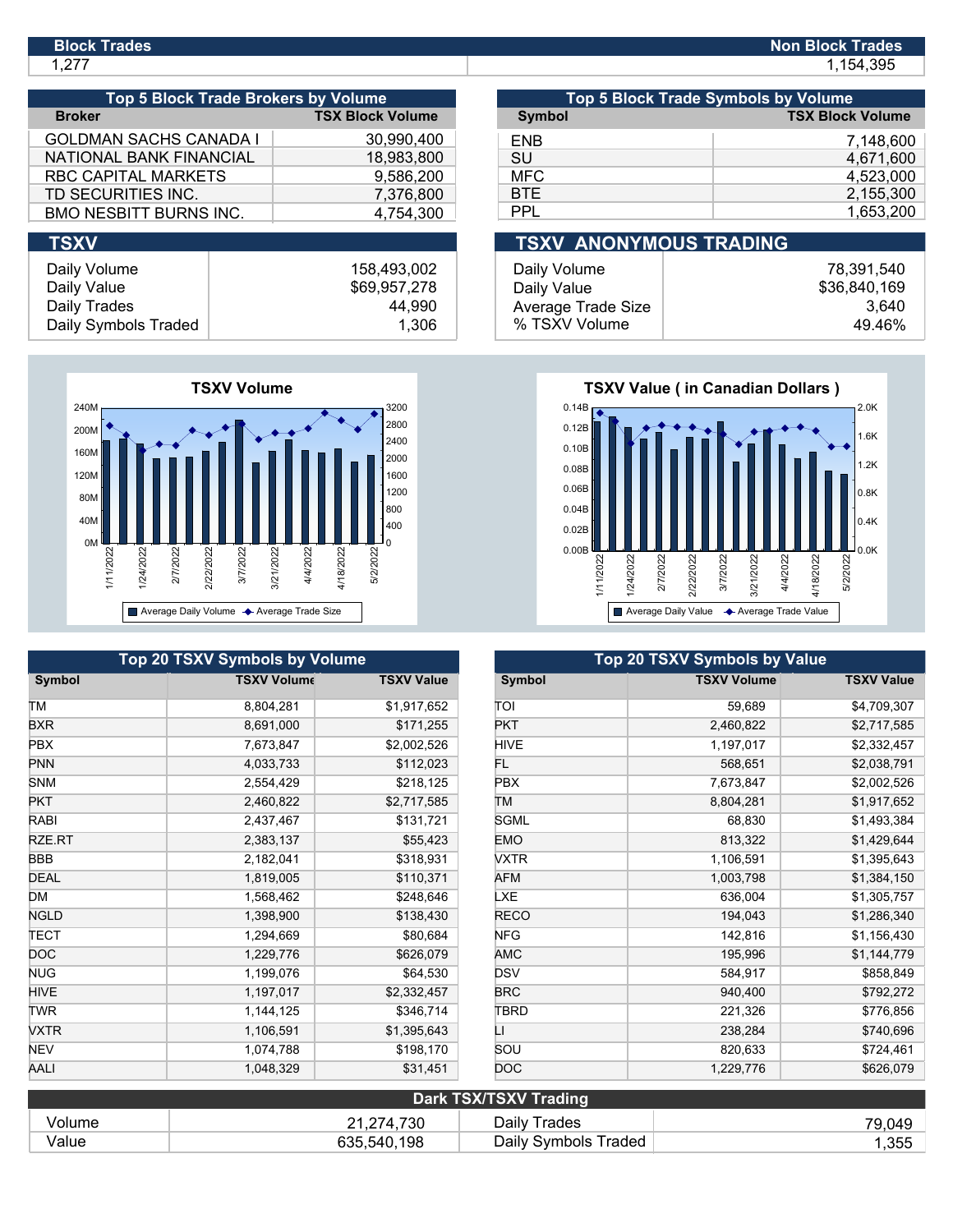| Block Trades | Non Block Trades |
| --- | --- |
| 1,277 | 1,154,395 |

## Top 5 Block Trade Brokers by Volume

| Broker | TSX Block Volume |
| --- | --- |
| GOLDMAN SACHS CANADA I | 30,990,400 |
| NATIONAL BANK FINANCIAL | 18,983,800 |
| RBC CAPITAL MARKETS | 9,586,200 |
| TD SECURITIES INC. | 7,376,800 |
| BMO NESBITT BURNS INC. | 4,754,300 |

## Top 5 Block Trade Symbols by Volume

| Symbol | TSX Block Volume |
| --- | --- |
| ENB | 7,148,600 |
| SU | 4,671,600 |
| MFC | 4,523,000 |
| BTE | 2,155,300 |
| PPL | 1,653,200 |

## TSXV

| | |
| --- | --- |
| Daily Volume | 158,493,002 |
| Daily Value | $69,957,278 |
| Daily Trades | 44,990 |
| Daily Symbols Traded | 1,306 |

## TSXV ANONYMOUS TRADING

| | |
| --- | --- |
| Daily Volume | 78,391,540 |
| Daily Value | $36,840,169 |
| Average Trade Size | 3,640 |
| % TSXV Volume | 49.46% |

TSXV Volume

240M 200M 160M 120M 80M 40M 0M

3200 2800 2400 2000 1600 1200 800 400 0

1/11/2022 1/24/2022 2/7/2022 2/22/2022 3/7/2022 3/21/2022 4/4/2022 4/18/2022 5/2/2022

Average Daily Volume ◆ Average Trade Size

TSXV Value ( in Canadian Dollars )

0.14B 0.12B 0.10B 0.08B 0.06B 0.04B 0.02B 0.00B

2.0K 1.6K 1.2K 0.8K 0.4K 0.0K

1/11/2022 1/24/2022 2/7/2022 2/22/2022 3/7/2022 3/21/2022 4/4/2022 4/18/2022 5/2/2022

Average Daily Value ◆ Average Trade Value

## Top 20 TSXV Symbols by Volume

| Symbol | TSXV Volume | TSXV Value |
| --- | --- | --- |
| TM | 8,804,281 | $1,917,652 |
| BXR | 8,691,000 | $171,255 |
| PBX | 7,673,847 | $2,002,526 |
| PNN | 4,033,733 | $112,023 |
| SNM | 2,554,429 | $218,125 |
| PKT | 2,460,822 | $2,717,585 |
| RABI | 2,437,467 | $131,721 |
| RZE.RT | 2,383,137 | $55,423 |
| BBB | 2,182,041 | $318,931 |
| DEAL | 1,819,005 | $110,371 |
| DM | 1,568,462 | $248,646 |
| NGLD | 1,398,900 | $138,430 |
| TECT | 1,294,669 | $80,684 |
| DOC | 1,229,776 | $626,079 |
| NUG | 1,199,076 | $64,530 |
| HIVE | 1,197,017 | $2,332,457 |
| TWR | 1,144,125 | $346,714 |
| VXTR | 1,106,591 | $1,395,643 |
| NEV | 1,074,788 | $198,170 |
| AALI | 1,048,329 | $31,451 |

## Top 20 TSXV Symbols by Value

| Symbol | TSXV Volume | TSXV Value |
| --- | --- | --- |
| TOI | 59,689 | $4,709,307 |
| PKT | 2,460,822 | $2,717,585 |
| HIVE | 1,197,017 | $2,332,457 |
| FL | 568,651 | $2,038,791 |
| PBX | 7,673,847 | $2,002,526 |
| TM | 8,804,281 | $1,917,652 |
| SGML | 68,830 | $1,493,384 |
| EMO | 813,322 | $1,429,644 |
| VXTR | 1,106,591 | $1,395,643 |
| AFM | 1,003,798 | $1,384,150 |
| LXE | 636,004 | $1,305,757 |
| RECO | 194,043 | $1,286,340 |
| NFG | 142,816 | $1,156,430 |
| AMC | 195,996 | $1,144,779 |
| DSV | 584,917 | $858,849 |
| BRC | 940,400 | $792,272 |
| TBRD | 221,326 | $776,856 |
| LI | 238,284 | $740,696 |
| SOU | 820,633 | $724,461 |
| DOC | 1,229,776 | $626,079 |

## Dark TSX/TSXV Trading

| | | | |
| --- | --- | --- | --- |
| Volume | 21,274,730 | Daily Trades | 79,049 |
| Value | 635,540,198 | Daily Symbols Traded | 1,355 |